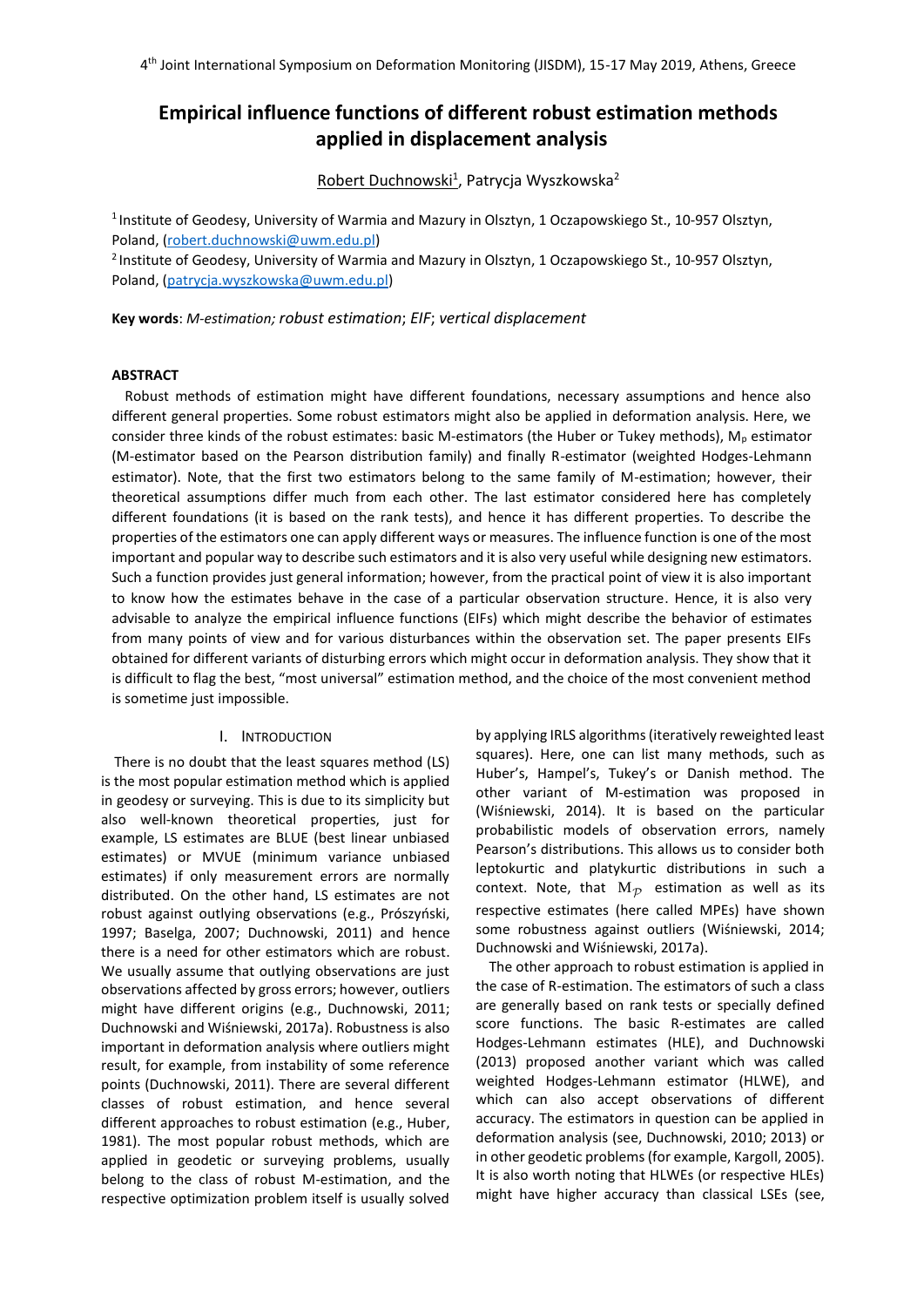# Empirical influence functions of different robust estimation methods applied in displacement analysis

Robert Duchnowski[1], Patrycja Wyszkowska[2]

[1] Institute of Geodesy, University of Warmia and Mazury in Olsztyn, 1 Oczapowskiego St., 10-957 Olsztyn, Poland, (robert.duchnowski@uwm.edu.pl)

[2] Institute of Geodesy, University of Warmia and Mazury in Olsztyn, 1 Oczapowskiego St., 10-957 Olsztyn, Poland, (patrycja.wyszkowska@uwm.edu.pl)

**Key words**: *M-estimation; robust estimation*; *EIF*; *vertical displacement*

## ABSTRACT

Robust methods of estimation might have different foundations, necessary assumptions and hence also different general properties. Some robust estimators might also be applied in deformation analysis. Here, we consider three kinds of the robust estimates: basic M-estimators (the Huber or Tukey methods), $M_p$ estimator (M-estimator based on the Pearson distribution family) and finally R-estimator (weighted Hodges-Lehmann estimator). Note, that the first two estimators belong to the same family of M-estimation; however, their theoretical assumptions differ much from each other. The last estimator considered here has completely different foundations (it is based on the rank tests), and hence it has different properties. To describe the properties of the estimators one can apply different ways or measures. The influence function is one of the most important and popular way to describe such estimators and it is also very useful while designing new estimators. Such a function provides just general information; however, from the practical point of view it is also important to know how the estimates behave in the case of a particular observation structure. Hence, it is also very advisable to analyze the empirical influence functions (EIFs) which might describe the behavior of estimates from many points of view and for various disturbances within the observation set. The paper presents EIFs obtained for different variants of disturbing errors which might occur in deformation analysis. They show that it is difficult to flag the best, "most universal" estimation method, and the choice of the most convenient method is sometime just impossible.

## I. INTRODUCTION

There is no doubt that the least squares method (LS) is the most popular estimation method which is applied in geodesy or surveying. This is due to its simplicity but also well-known theoretical properties, just for example, LS estimates are BLUE (best linear unbiased estimates) or MVUE (minimum variance unbiased estimates) if only measurement errors are normally distributed. On the other hand, LS estimates are not robust against outlying observations (e.g., Prószyński, 1997; Baselga, 2007; Duchnowski, 2011) and hence there is a need for other estimators which are robust. We usually assume that outlying observations are just observations affected by gross errors; however, outliers might have different origins (e.g., Duchnowski, 2011; Duchnowski and Wiśniewski, 2017a). Robustness is also important in deformation analysis where outliers might result, for example, from instability of some reference points (Duchnowski, 2011). There are several different classes of robust estimation, and hence several different approaches to robust estimation (e.g., Huber, 1981). The most popular robust methods, which are applied in geodetic or surveying problems, usually belong to the class of robust M-estimation, and the respective optimization problem itself is usually solved by applying IRLS algorithms (iteratively reweighted least squares). Here, one can list many methods, such as Huber's, Hampel's, Tukey's or Danish method. The other variant of M-estimation was proposed in (Wiśniewski, 2014). It is based on the particular probabilistic models of observation errors, namely Pearson's distributions. This allows us to consider both leptokurtic and platykurtic distributions in such a context. Note, that $M_{\mathcal{P}}$ estimation as well as its respective estimates (here called MPEs) have shown some robustness against outliers (Wiśniewski, 2014; Duchnowski and Wiśniewski, 2017a).

The other approach to robust estimation is applied in the case of R-estimation. The estimators of such a class are generally based on rank tests or specially defined score functions. The basic R-estimates are called Hodges-Lehmann estimates (HLE), and Duchnowski (2013) proposed another variant which was called weighted Hodges-Lehmann estimator (HLWE), and which can also accept observations of different accuracy. The estimators in question can be applied in deformation analysis (see, Duchnowski, 2010; 2013) or in other geodetic problems (for example, Kargoll, 2005). It is also worth noting that HLWEs (or respective HLEs) might have higher accuracy than classical LSEs (see,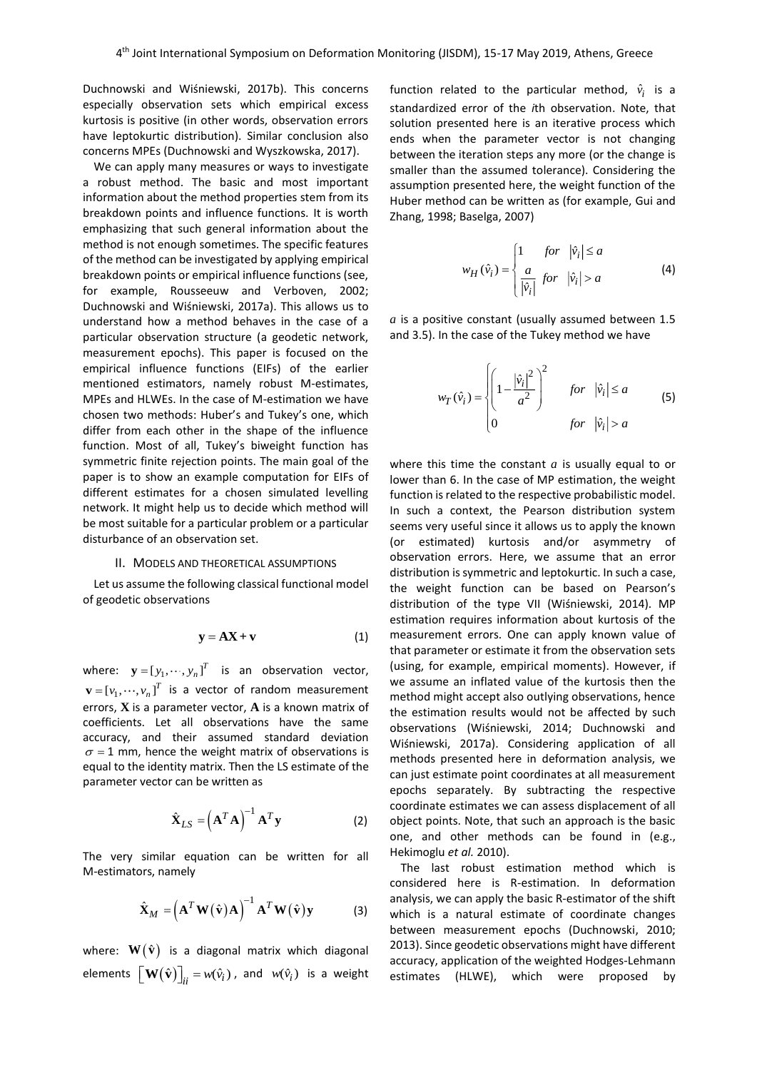Duchnowski and Wiśniewski, 2017b). This concerns especially observation sets which empirical excess kurtosis is positive (in other words, observation errors have leptokurtic distribution). Similar conclusion also concerns MPEs (Duchnowski and Wyszkowska, 2017).

We can apply many measures or ways to investigate a robust method. The basic and most important information about the method properties stem from its breakdown points and influence functions. It is worth emphasizing that such general information about the method is not enough sometimes. The specific features of the method can be investigated by applying empirical breakdown points or empirical influence functions (see, for example, Rousseeuw and Verboven, 2002; Duchnowski and Wiśniewski, 2017a). This allows us to understand how a method behaves in the case of a particular observation structure (a geodetic network, measurement epochs). This paper is focused on the empirical influence functions (EIFs) of the earlier mentioned estimators, namely robust M-estimates, MPEs and HLWEs. In the case of M-estimation we have chosen two methods: Huber's and Tukey's one, which differ from each other in the shape of the influence function. Most of all, Tukey's biweight function has symmetric finite rejection points. The main goal of the paper is to show an example computation for EIFs of different estimates for a chosen simulated levelling network. It might help us to decide which method will be most suitable for a particular problem or a particular disturbance of an observation set.

## II. Models and theoretical assumptions

Let us assume the following classical functional model of geodetic observations

$$\mathbf{y} = \mathbf{A}\mathbf{X} + \mathbf{v} \tag{1}$$

where: $\mathbf{y} = [y_1, \cdots, y_n]^T$ is an observation vector, $\mathbf{v} = [v_1, \cdots, v_n]^T$ is a vector of random measurement errors, $\mathbf{X}$ is a parameter vector, $\mathbf{A}$ is a known matrix of coefficients. Let all observations have the same accuracy, and their assumed standard deviation $\sigma = 1$ mm, hence the weight matrix of observations is equal to the identity matrix. Then the LS estimate of the parameter vector can be written as

$$\hat{\mathbf{X}}_{LS} = \left(\mathbf{A}^T\mathbf{A}\right)^{-1}\mathbf{A}^T\mathbf{y} \tag{2}$$

The very similar equation can be written for all M-estimators, namely

$$\hat{\mathbf{X}}_{M} = \left(\mathbf{A}^T\mathbf{W}(\hat{\mathbf{v}})\mathbf{A}\right)^{-1}\mathbf{A}^T\mathbf{W}(\hat{\mathbf{v}})\mathbf{y} \tag{3}$$

where: $\mathbf{W}(\hat{\mathbf{v}})$ is a diagonal matrix which diagonal elements $\left[\mathbf{W}(\hat{\mathbf{v}})\right]_{ii} = w(\hat{v}_i)$, and $w(\hat{v}_i)$ is a weight function related to the particular method, $\hat{v}_i$ is a standardized error of the *i*th observation. Note, that solution presented here is an iterative process which ends when the parameter vector is not changing between the iteration steps any more (or the change is smaller than the assumed tolerance). Considering the assumption presented here, the weight function of the Huber method can be written as (for example, Gui and Zhang, 1998; Baselga, 2007)

$$w_H(\hat{v}_i) = \begin{cases} 1 & for \quad |\hat{v}_i| \le a \\ \dfrac{a}{|\hat{v}_i|} & for \quad |\hat{v}_i| > a \end{cases} \tag{4}$$

$a$ is a positive constant (usually assumed between 1.5 and 3.5). In the case of the Tukey method we have

$$w_T(\hat{v}_i) = \begin{cases} \left(1 - \dfrac{|\hat{v}_i|^2}{a^2}\right)^2 & for \quad |\hat{v}_i| \le a \\ 0 & for \quad |\hat{v}_i| > a \end{cases} \tag{5}$$

where this time the constant $a$ is usually equal to or lower than 6. In the case of MP estimation, the weight function is related to the respective probabilistic model. In such a context, the Pearson distribution system seems very useful since it allows us to apply the known (or estimated) kurtosis and/or asymmetry of observation errors. Here, we assume that an error distribution is symmetric and leptokurtic. In such a case, the weight function can be based on Pearson's distribution of the type VII (Wiśniewski, 2014). MP estimation requires information about kurtosis of the measurement errors. One can apply known value of that parameter or estimate it from the observation sets (using, for example, empirical moments). However, if we assume an inflated value of the kurtosis then the method might accept also outlying observations, hence the estimation results would not be affected by such observations (Wiśniewski, 2014; Duchnowski and Wiśniewski, 2017a). Considering application of all methods presented here in deformation analysis, we can just estimate point coordinates at all measurement epochs separately. By subtracting the respective coordinate estimates we can assess displacement of all object points. Note, that such an approach is the basic one, and other methods can be found in (e.g., Hekimoglu *et al.* 2010).

The last robust estimation method which is considered here is R-estimation. In deformation analysis, we can apply the basic R-estimator of the shift which is a natural estimate of coordinate changes between measurement epochs (Duchnowski, 2010; 2013). Since geodetic observations might have different accuracy, application of the weighted Hodges-Lehmann estimates (HLWE), which were proposed by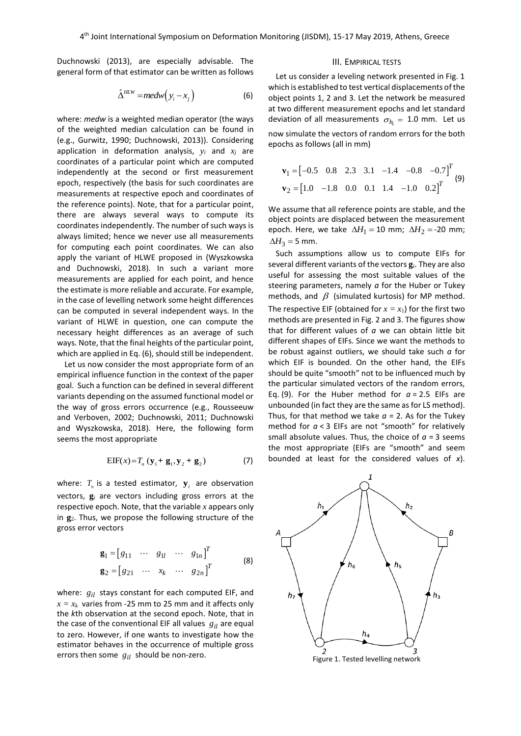Duchnowski (2013), are especially advisable. The general form of that estimator can be written as follows

$$\hat{\Delta}^{HLW} = medw\left(y_i - x_j\right) \tag{6}$$

where: *medw* is a weighted median operator (the ways of the weighted median calculation can be found in (e.g., Gurwitz, 1990; Duchnowski, 2013)). Considering application in deformation analysis, $y_i$ and $x_j$ are coordinates of a particular point which are computed independently at the second or first measurement epoch, respectively (the basis for such coordinates are measurements at respective epoch and coordinates of the reference points). Note, that for a particular point, there are always several ways to compute its coordinates independently. The number of such ways is always limited; hence we never use all measurements for computing each point coordinates. We can also apply the variant of HLWE proposed in (Wyszkowska and Duchnowski, 2018). In such a variant more measurements are applied for each point, and hence the estimate is more reliable and accurate. For example, in the case of levelling network some height differences can be computed in several independent ways. In the variant of HLWE in question, one can compute the necessary height differences as an average of such ways. Note, that the final heights of the particular point, which are applied in Eq. (6), should still be independent.

Let us now consider the most appropriate form of an empirical influence function in the context of the paper goal. Such a function can be defined in several different variants depending on the assumed functional model or the way of gross errors occurrence (e.g., Rousseeuw and Verboven, 2002; Duchnowski, 2011; Duchnowski and Wyszkowska, 2018). Here, the following form seems the most appropriate

$$\text{EIF}(x) = T_n\left(\mathbf{y}_1 + \mathbf{g}_1, \mathbf{y}_2 + \mathbf{g}_2\right) \tag{7}$$

where: $T_n$ is a tested estimator, $\mathbf{y}_i$ are observation vectors, $\mathbf{g}_i$ are vectors including gross errors at the respective epoch. Note, that the variable $x$ appears only in $\mathbf{g}_2$. Thus, we propose the following structure of the gross error vectors

$$\begin{aligned} \mathbf{g}_1 &= \begin{bmatrix} g_{11} & \cdots & g_{1l} & \cdots & g_{1n} \end{bmatrix}^T \\ \mathbf{g}_2 &= \begin{bmatrix} g_{21} & \cdots & x_k & \cdots & g_{2n} \end{bmatrix}^T \end{aligned} \tag{8}$$

where: $g_{il}$ stays constant for each computed EIF, and $x = x_k$ varies from -25 mm to 25 mm and it affects only the $k$th observation at the second epoch. Note, that in the case of the conventional EIF all values $g_{il}$ are equal to zero. However, if one wants to investigate how the estimator behaves in the occurrence of multiple gross errors then some $g_{il}$ should be non-zero.

## III. EMPIRICAL TESTS

Let us consider a leveling network presented in Fig. 1 which is established to test vertical displacements of the object points 1, 2 and 3. Let the network be measured at two different measurement epochs and let standard deviation of all measurements $\sigma_{h_i} = 1.0$ mm. Let us now simulate the vectors of random errors for the both epochs as follows (all in mm)

$$\begin{aligned} \mathbf{v}_1 &= \begin{bmatrix} -0.5 & 0.8 & 2.3 & 3.1 & -1.4 & -0.8 & -0.7 \end{bmatrix}^T \\ \mathbf{v}_2 &= \begin{bmatrix} 1.0 & -1.8 & 0.0 & 0.1 & 1.4 & -1.0 & 0.2 \end{bmatrix}^T \end{aligned} \tag{9}$$

We assume that all reference points are stable, and the object points are displaced between the measurement epoch. Here, we take $\Delta H_1 = 10$ mm; $\Delta H_2 = -20$ mm; $\Delta H_3 = 5$ mm.

Such assumptions allow us to compute EIFs for several different variants of the vectors $\mathbf{g}_i$. They are also useful for assessing the most suitable values of the steering parameters, namely *a* for the Huber or Tukey methods, and $\beta$ (simulated kurtosis) for MP method. The respective EIF (obtained for $x = x_1$) for the first two methods are presented in Fig. 2 and 3. The figures show that for different values of *a* we can obtain little bit different shapes of EIFs. Since we want the methods to be robust against outliers, we should take such *a* for which EIF is bounded. On the other hand, the EIFs should be quite "smooth" not to be influenced much by the particular simulated vectors of the random errors, Eq. (9). For the Huber method for $a = 2.5$ EIFs are unbounded (in fact they are the same as for LS method). Thus, for that method we take $a = 2$. As for the Tukey method for $a < 3$ EIFs are not "smooth" for relatively small absolute values. Thus, the choice of $a = 3$ seems the most appropriate (EIFs are "smooth" and seem bounded at least for the considered values of $x$).

Figure 1. Tested levelling network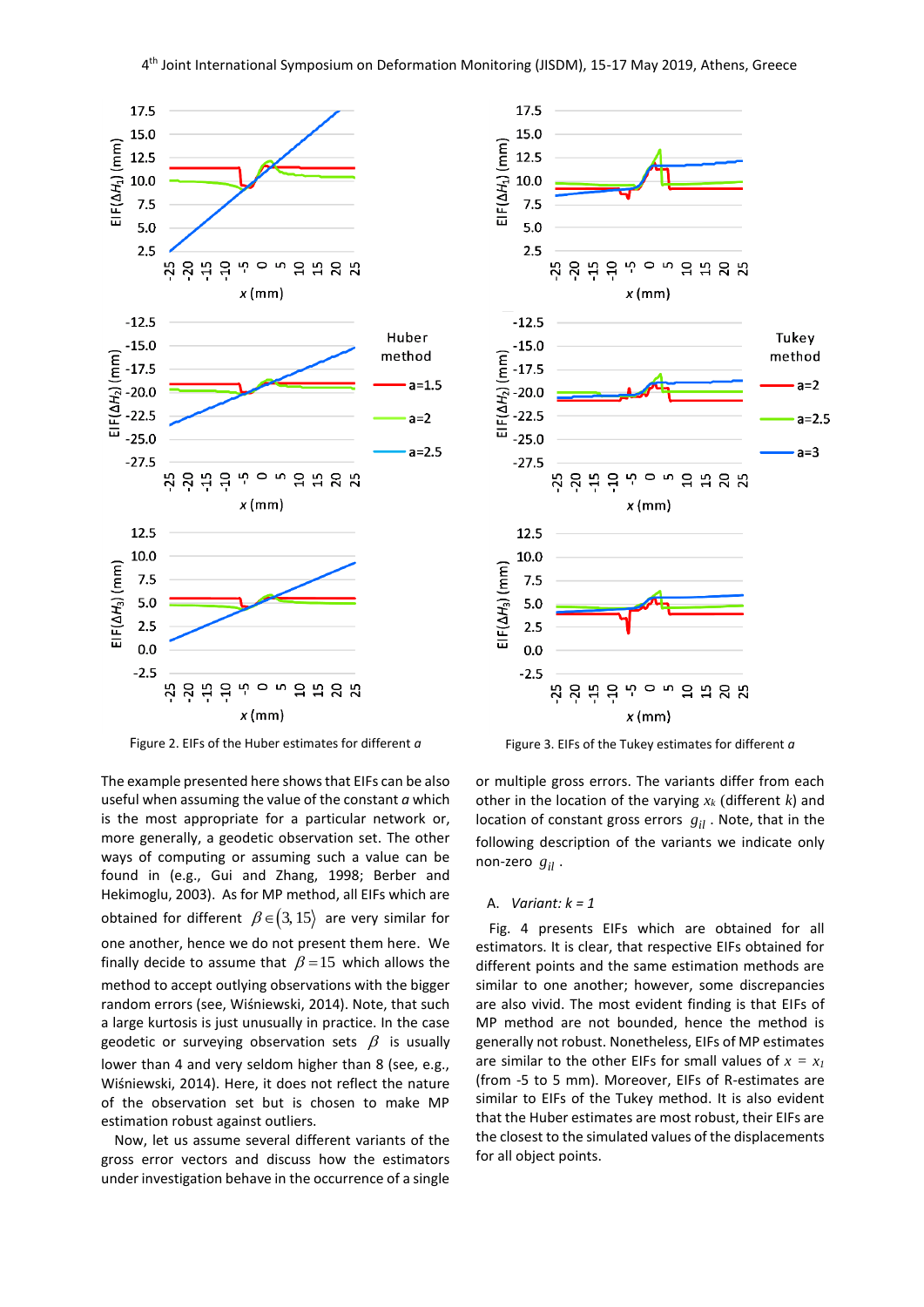Figure 2. EIFs of the Huber estimates for different $a$

Figure 3. EIFs of the Tukey estimates for different $a$

The example presented here shows that EIFs can be also useful when assuming the value of the constant $a$ which is the most appropriate for a particular network or, more generally, a geodetic observation set. The other ways of computing or assuming such a value can be found in (e.g., Gui and Zhang, 1998; Berber and Hekimoglu, 2003). As for MP method, all EIFs which are obtained for different $\beta \in \langle 3, 15 \rangle$ are very similar for one another, hence we do not present them here. We finally decide to assume that $\beta = 15$ which allows the method to accept outlying observations with the bigger random errors (see, Wiśniewski, 2014). Note, that such a large kurtosis is just unusually in practice. In the case geodetic or surveying observation sets $\beta$ is usually lower than 4 and very seldom higher than 8 (see, e.g., Wiśniewski, 2014). Here, it does not reflect the nature of the observation set but is chosen to make MP estimation robust against outliers.

Now, let us assume several different variants of the gross error vectors and discuss how the estimators under investigation behave in the occurrence of a single or multiple gross errors. The variants differ from each other in the location of the varying $x_k$ (different $k$) and location of constant gross errors $g_{il}$. Note, that in the following description of the variants we indicate only non-zero $g_{il}$.

A. *Variant: k = 1*

Fig. 4 presents EIFs which are obtained for all estimators. It is clear, that respective EIFs obtained for different points and the same estimation methods are similar to one another; however, some discrepancies are also vivid. The most evident finding is that EIFs of MP method are not bounded, hence the method is generally not robust. Nonetheless, EIFs of MP estimates are similar to the other EIFs for small values of $x = x_1$ (from -5 to 5 mm). Moreover, EIFs of R-estimates are similar to EIFs of the Tukey method. It is also evident that the Huber estimates are most robust, their EIFs are the closest to the simulated values of the displacements for all object points.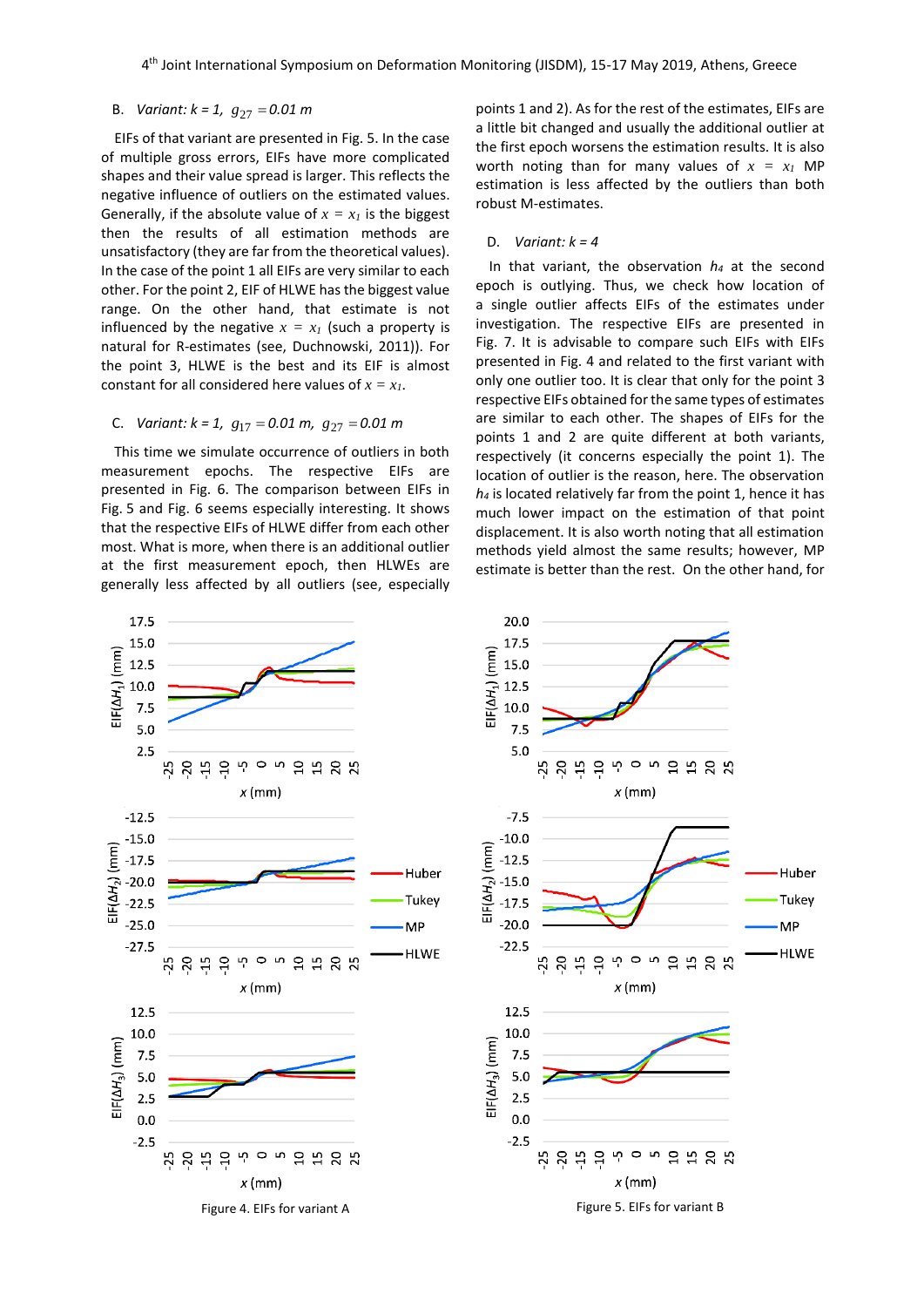### B. Variant: $k = 1$, $g_{27} = 0.01$ m

EIFs of that variant are presented in Fig. 5. In the case of multiple gross errors, EIFs have more complicated shapes and their value spread is larger. This reflects the negative influence of outliers on the estimated values. Generally, if the absolute value of $x = x_1$ is the biggest then the results of all estimation methods are unsatisfactory (they are far from the theoretical values). In the case of the point 1 all EIFs are very similar to each other. For the point 2, EIF of HLWE has the biggest value range. On the other hand, that estimate is not influenced by the negative $x = x_1$ (such a property is natural for R-estimates (see, Duchnowski, 2011)). For the point 3, HLWE is the best and its EIF is almost constant for all considered here values of $x = x_1$.

### C. Variant: $k = 1$, $g_{17} = 0.01$ m, $g_{27} = 0.01$ m

This time we simulate occurrence of outliers in both measurement epochs. The respective EIFs are presented in Fig. 6. The comparison between EIFs in Fig. 5 and Fig. 6 seems especially interesting. It shows that the respective EIFs of HLWE differ from each other most. What is more, when there is an additional outlier at the first measurement epoch, then HLWEs are generally less affected by all outliers (see, especially points 1 and 2). As for the rest of the estimates, EIFs are a little bit changed and usually the additional outlier at the first epoch worsens the estimation results. It is also worth noting than for many values of $x = x_1$ MP estimation is less affected by the outliers than both robust M-estimates.

### D. Variant: $k = 4$

In that variant, the observation $h_4$ at the second epoch is outlying. Thus, we check how location of a single outlier affects EIFs of the estimates under investigation. The respective EIFs are presented in Fig. 7. It is advisable to compare such EIFs with EIFs presented in Fig. 4 and related to the first variant with only one outlier too. It is clear that only for the point 3 respective EIFs obtained for the same types of estimates are similar to each other. The shapes of EIFs for the points 1 and 2 are quite different at both variants, respectively (it concerns especially the point 1). The location of outlier is the reason, here. The observation $h_4$ is located relatively far from the point 1, hence it has much lower impact on the estimation of that point displacement. It is also worth noting that all estimation methods yield almost the same results; however, MP estimate is better than the rest. On the other hand, for

Figure 4. EIFs for variant A

Figure 5. EIFs for variant B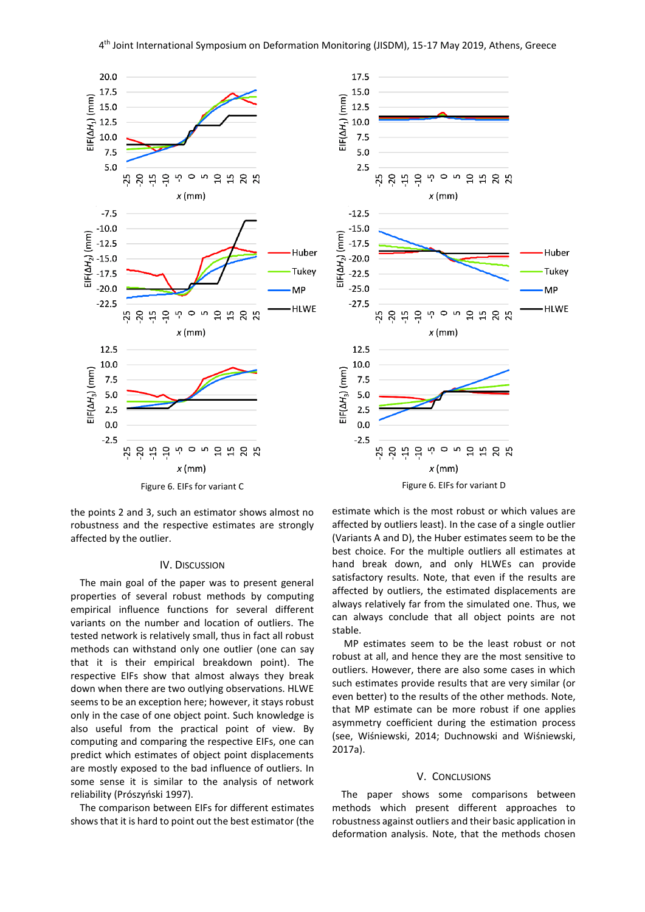Figure 6. EIFs for variant C

Figure 6. EIFs for variant D

the points 2 and 3, such an estimator shows almost no robustness and the respective estimates are strongly affected by the outlier.

## IV. Discussion

The main goal of the paper was to present general properties of several robust methods by computing empirical influence functions for several different variants on the number and location of outliers. The tested network is relatively small, thus in fact all robust methods can withstand only one outlier (one can say that it is their empirical breakdown point). The respective EIFs show that almost always they break down when there are two outlying observations. HLWE seems to be an exception here; however, it stays robust only in the case of one object point. Such knowledge is also useful from the practical point of view. By computing and comparing the respective EIFs, one can predict which estimates of object point displacements are mostly exposed to the bad influence of outliers. In some sense it is similar to the analysis of network reliability (Prószyński 1997).

The comparison between EIFs for different estimates shows that it is hard to point out the best estimator (the estimate which is the most robust or which values are affected by outliers least). In the case of a single outlier (Variants A and D), the Huber estimates seem to be the best choice. For the multiple outliers all estimates at hand break down, and only HLWEs can provide satisfactory results. Note, that even if the results are affected by outliers, the estimated displacements are always relatively far from the simulated one. Thus, we can always conclude that all object points are not stable.

MP estimates seem to be the least robust or not robust at all, and hence they are the most sensitive to outliers. However, there are also some cases in which such estimates provide results that are very similar (or even better) to the results of the other methods. Note, that MP estimate can be more robust if one applies asymmetry coefficient during the estimation process (see, Wiśniewski, 2014; Duchnowski and Wiśniewski, 2017a).

## V. Conclusions

The paper shows some comparisons between methods which present different approaches to robustness against outliers and their basic application in deformation analysis. Note, that the methods chosen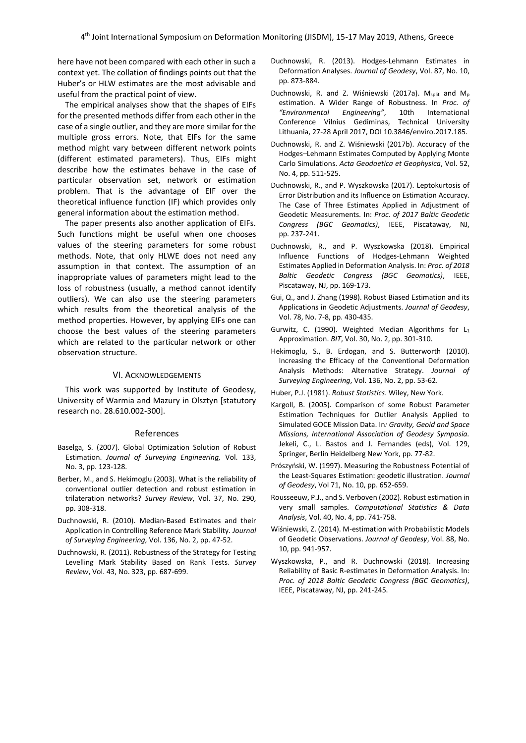here have not been compared with each other in such a context yet. The collation of findings points out that the Huber's or HLW estimates are the most advisable and useful from the practical point of view.

The empirical analyses show that the shapes of EIFs for the presented methods differ from each other in the case of a single outlier, and they are more similar for the multiple gross errors. Note, that EIFs for the same method might vary between different network points (different estimated parameters). Thus, EIFs might describe how the estimates behave in the case of particular observation set, network or estimation problem. That is the advantage of EIF over the theoretical influence function (IF) which provides only general information about the estimation method.

The paper presents also another application of EIFs. Such functions might be useful when one chooses values of the steering parameters for some robust methods. Note, that only HLWE does not need any assumption in that context. The assumption of an inappropriate values of parameters might lead to the loss of robustness (usually, a method cannot identify outliers). We can also use the steering parameters which results from the theoretical analysis of the method properties. However, by applying EIFs one can choose the best values of the steering parameters which are related to the particular network or other observation structure.

## VI. Acknowledgements

This work was supported by Institute of Geodesy, University of Warmia and Mazury in Olsztyn [statutory research no. 28.610.002-300].

## References

Baselga, S. (2007). Global Optimization Solution of Robust Estimation. *Journal of Surveying Engineering,* Vol. 133, No. 3, pp. 123-128.

Berber, M., and S. Hekimoglu (2003). What is the reliability of conventional outlier detection and robust estimation in trilateration networks? *Survey Review*, Vol. 37, No. 290, pp. 308-318.

Duchnowski, R. (2010). Median-Based Estimates and their Application in Controlling Reference Mark Stability. *Journal of Surveying Engineering,* Vol. 136, No. 2, pp. 47-52.

Duchnowski, R. (2011). Robustness of the Strategy for Testing Levelling Mark Stability Based on Rank Tests. *Survey Review*, Vol. 43, No. 323, pp. 687-699.

Duchnowski, R. (2013). Hodges-Lehmann Estimates in Deformation Analyses. *Journal of Geodesy*, Vol. 87, No. 10, pp. 873-884.

Duchnowski, R. and Z. Wiśniewski (2017a). $M_{split}$ and $M_p$ estimation. A Wider Range of Robustness. In *Proc. of "Environmental Engineering"*, 10th International Conference Vilnius Gediminas, Technical University Lithuania, 27-28 April 2017, DOI 10.3846/enviro.2017.185.

Duchnowski, R. and Z. Wiśniewski (2017b). Accuracy of the Hodges–Lehmann Estimates Computed by Applying Monte Carlo Simulations. *Acta Geodaetica et Geophysica*, Vol. 52, No. 4, pp. 511-525.

Duchnowski, R., and P. Wyszkowska (2017). Leptokurtosis of Error Distribution and its Influence on Estimation Accuracy. The Case of Three Estimates Applied in Adjustment of Geodetic Measurements. In: *Proc. of 2017 Baltic Geodetic Congress (BGC Geomatics)*, IEEE, Piscataway, NJ, pp. 237-241.

Duchnowski, R., and P. Wyszkowska (2018). Empirical Influence Functions of Hodges-Lehmann Weighted Estimates Applied in Deformation Analysis. In: *Proc. of 2018 Baltic Geodetic Congress (BGC Geomatics)*, IEEE, Piscataway, NJ, pp. 169-173.

Gui, Q., and J. Zhang (1998). Robust Biased Estimation and its Applications in Geodetic Adjustments. *Journal of Geodesy*, Vol. 78, No. 7-8, pp. 430-435.

Gurwitz, C. (1990). Weighted Median Algorithms for $L_1$ Approximation. *BIT*, Vol. 30, No. 2, pp. 301-310.

Hekimoglu, S., B. Erdogan, and S. Butterworth (2010). Increasing the Efficacy of the Conventional Deformation Analysis Methods: Alternative Strategy. *Journal of Surveying Engineering*, Vol. 136, No. 2, pp. 53-62.

Huber, P.J. (1981). *Robust Statistics*. Wiley, New York.

Kargoll, B. (2005). Comparison of some Robust Parameter Estimation Techniques for Outlier Analysis Applied to Simulated GOCE Mission Data. In*: Gravity, Geoid and Space Missions, International Association of Geodesy Symposia.* Jekeli, C., L. Bastos and J. Fernandes (eds), Vol. 129, Springer, Berlin Heidelberg New York, pp. 77-82.

Prószyński, W. (1997). Measuring the Robustness Potential of the Least-Squares Estimation: geodetic illustration. *Journal of Geodesy*, Vol 71, No. 10, pp. 652-659.

Rousseeuw, P.J., and S. Verboven (2002). Robust estimation in very small samples. *Computational Statistics & Data Analysis*, Vol. 40, No. 4, pp. 741-758.

Wiśniewski, Z. (2014). M-estimation with Probabilistic Models of Geodetic Observations. *Journal of Geodesy*, Vol. 88, No. 10, pp. 941-957.

Wyszkowska, P., and R. Duchnowski (2018). Increasing Reliability of Basic R-estimates in Deformation Analysis. In: *Proc. of 2018 Baltic Geodetic Congress (BGC Geomatics)*, IEEE, Piscataway, NJ, pp. 241-245.